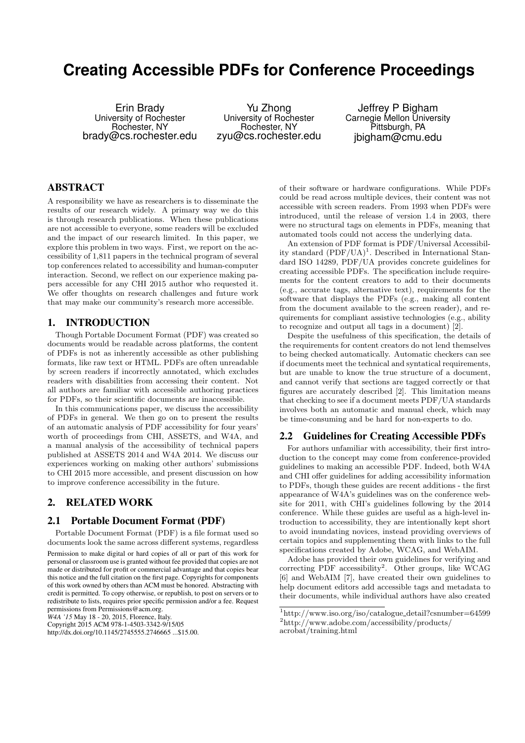# Creating Accessible PDFs for Conference Proceedings

Erin Brady
University of Rochester
Rochester, NY
brady@cs.rochester.edu

Yu Zhong
University of Rochester
Rochester, NY
zyu@cs.rochester.edu

Jeffrey P Bigham
Carnegie Mellon University
Pittsburgh, PA
jbigham@cmu.edu

## ABSTRACT

A responsibility we have as researchers is to disseminate the results of our research widely. A primary way we do this is through research publications. When these publications are not accessible to everyone, some readers will be excluded and the impact of our research limited. In this paper, we explore this problem in two ways. First, we report on the accessibility of 1,811 papers in the technical program of several top conferences related to accessibility and human-computer interaction. Second, we reflect on our experience making papers accessible for any CHI 2015 author who requested it. We offer thoughts on research challenges and future work that may make our community's research more accessible.

## 1. INTRODUCTION

Though Portable Document Format (PDF) was created so documents would be readable across platforms, the content of PDFs is not as inherently accessible as other publishing formats, like raw text or HTML. PDFs are often unreadable by screen readers if incorrectly annotated, which excludes readers with disabilities from accessing their content. Not all authors are familiar with accessible authoring practices for PDFs, so their scientific documents are inaccessible.

In this communications paper, we discuss the accessibility of PDFs in general. We then go on to present the results of an automatic analysis of PDF accessibility for four years' worth of proceedings from CHI, ASSETS, and W4A, and a manual analysis of the accessibility of technical papers published at ASSETS 2014 and W4A 2014. We discuss our experiences working on making other authors' submissions to CHI 2015 more accessible, and present discussion on how to improve conference accessibility in the future.

## 2. RELATED WORK

### 2.1 Portable Document Format (PDF)

Portable Document Format (PDF) is a file format used so documents look the same across different systems, regardless of their software or hardware configurations. While PDFs could be read across multiple devices, their content was not accessible with screen readers. From 1993 when PDFs were introduced, until the release of version 1.4 in 2003, there were no structural tags on elements in PDFs, meaning that automated tools could not access the underlying data.

An extension of PDF format is PDF/Universal Accessibility standard (PDF/UA)[1]. Described in International Standard ISO 14289, PDF/UA provides concrete guidelines for creating accessible PDFs. The specification include requirements for the content creators to add to their documents (e.g., accurate tags, alternative text), requirements for the software that displays the PDFs (e.g., making all content from the document available to the screen reader), and requirements for compliant assistive technologies (e.g., ability to recognize and output all tags in a document) [2].

Despite the usefulness of this specification, the details of the requirements for content creators do not lend themselves to being checked automatically. Automatic checkers can see if documents meet the technical and syntactical requirements, but are unable to know the true structure of a document, and cannot verify that sections are tagged correctly or that figures are accurately described [2]. This limitation means that checking to see if a document meets PDF/UA standards involves both an automatic and manual check, which may be time-consuming and be hard for non-experts to do.

### 2.2 Guidelines for Creating Accessible PDFs

For authors unfamiliar with accessibility, their first introduction to the concept may come from conference-provided guidelines to making an accessible PDF. Indeed, both W4A and CHI offer guidelines for adding accessibility information to PDFs, though these guides are recent additions - the first appearance of W4A's guidelines was on the conference website for 2011, with CHI's guidelines following by the 2014 conference. While these guides are useful as a high-level introduction to accessibility, they are intentionally kept short to avoid inundating novices, instead providing overviews of certain topics and supplementing them with links to the full specifications created by Adobe, WCAG, and WebAIM.

Adobe has provided their own guidelines for verifying and correcting PDF accessibility[2]. Other groups, like WCAG [6] and WebAIM [7], have created their own guidelines to help document editors add accessible tags and metadata to their documents, while individual authors have also created

Permission to make digital or hard copies of all or part of this work for personal or classroom use is granted without fee provided that copies are not made or distributed for profit or commercial advantage and that copies bear this notice and the full citation on the first page. Copyrights for components of this work owned by others than ACM must be honored. Abstracting with credit is permitted. To copy otherwise, or republish, to post on servers or to redistribute to lists, requires prior specific permission and/or a fee. Request permissions from Permissions@acm.org.
*W4A '15* May 18 - 20, 2015, Florence, Italy.
Copyright 2015 ACM 978-1-4503-3342-9/15/05
http://dx.doi.org/10.1145/2745555.2746665 ...$15.00.

[1] http://www.iso.org/iso/catalogue_detail?csnumber=64599
[2] http://www.adobe.com/accessibility/products/acrobat/training.html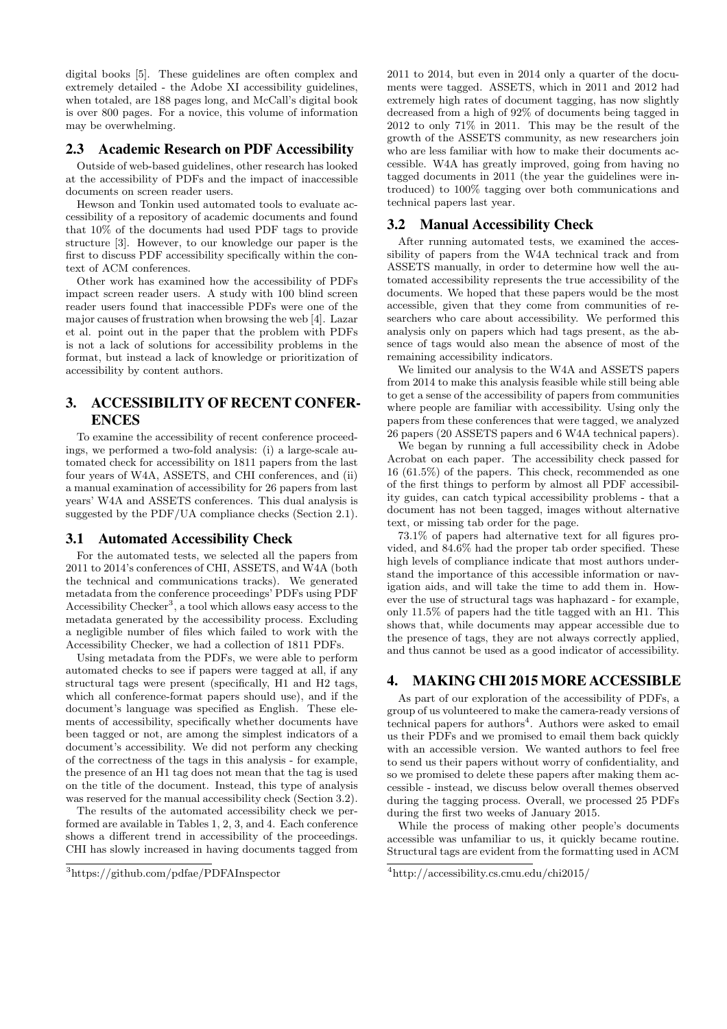digital books [5]. These guidelines are often complex and extremely detailed - the Adobe XI accessibility guidelines, when totaled, are 188 pages long, and McCall's digital book is over 800 pages. For a novice, this volume of information may be overwhelming.

### 2.3 Academic Research on PDF Accessibility

Outside of web-based guidelines, other research has looked at the accessibility of PDFs and the impact of inaccessible documents on screen reader users.

Hewson and Tonkin used automated tools to evaluate accessibility of a repository of academic documents and found that 10% of the documents had used PDF tags to provide structure [3]. However, to our knowledge our paper is the first to discuss PDF accessibility specifically within the context of ACM conferences.

Other work has examined how the accessibility of PDFs impact screen reader users. A study with 100 blind screen reader users found that inaccessible PDFs were one of the major causes of frustration when browsing the web [4]. Lazar et al. point out in the paper that the problem with PDFs is not a lack of solutions for accessibility problems in the format, but instead a lack of knowledge or prioritization of accessibility by content authors.

## 3. ACCESSIBILITY OF RECENT CONFERENCES

To examine the accessibility of recent conference proceedings, we performed a two-fold analysis: (i) a large-scale automated check for accessibility on 1811 papers from the last four years of W4A, ASSETS, and CHI conferences, and (ii) a manual examination of accessibility for 26 papers from last years' W4A and ASSETS conferences. This dual analysis is suggested by the PDF/UA compliance checks (Section 2.1).

### 3.1 Automated Accessibility Check

For the automated tests, we selected all the papers from 2011 to 2014's conferences of CHI, ASSETS, and W4A (both the technical and communications tracks). We generated metadata from the conference proceedings' PDFs using PDF Accessibility Checker[3], a tool which allows easy access to the metadata generated by the accessibility process. Excluding a negligible number of files which failed to work with the Accessibility Checker, we had a collection of 1811 PDFs.

Using metadata from the PDFs, we were able to perform automated checks to see if papers were tagged at all, if any structural tags were present (specifically, H1 and H2 tags, which all conference-format papers should use), and if the document's language was specified as English. These elements of accessibility, specifically whether documents have been tagged or not, are among the simplest indicators of a document's accessibility. We did not perform any checking of the correctness of the tags in this analysis - for example, the presence of an H1 tag does not mean that the tag is used on the title of the document. Instead, this type of analysis was reserved for the manual accessibility check (Section 3.2).

The results of the automated accessibility check we performed are available in Tables 1, 2, 3, and 4. Each conference shows a different trend in accessibility of the proceedings. CHI has slowly increased in having documents tagged from 2011 to 2014, but even in 2014 only a quarter of the documents were tagged. ASSETS, which in 2011 and 2012 had extremely high rates of document tagging, has now slightly decreased from a high of 92% of documents being tagged in 2012 to only 71% in 2011. This may be the result of the growth of the ASSETS community, as new researchers join who are less familiar with how to make their documents accessible. W4A has greatly improved, going from having no tagged documents in 2011 (the year the guidelines were introduced) to 100% tagging over both communications and technical papers last year.

### 3.2 Manual Accessibility Check

After running automated tests, we examined the accessibility of papers from the W4A technical track and from ASSETS manually, in order to determine how well the automated accessibility represents the true accessibility of the documents. We hoped that these papers would be the most accessible, given that they come from communities of researchers who care about accessibility. We performed this analysis only on papers which had tags present, as the absence of tags would also mean the absence of most of the remaining accessibility indicators.

We limited our analysis to the W4A and ASSETS papers from 2014 to make this analysis feasible while still being able to get a sense of the accessibility of papers from communities where people are familiar with accessibility. Using only the papers from these conferences that were tagged, we analyzed 26 papers (20 ASSETS papers and 6 W4A technical papers).

We began by running a full accessibility check in Adobe Acrobat on each paper. The accessibility check passed for 16 (61.5%) of the papers. This check, recommended as one of the first things to perform by almost all PDF accessibility guides, can catch typical accessibility problems - that a document has not been tagged, images without alternative text, or missing tab order for the page.

73.1% of papers had alternative text for all figures provided, and 84.6% had the proper tab order specified. These high levels of compliance indicate that most authors understand the importance of this accessible information or navigation aids, and will take the time to add them in. However the use of structural tags was haphazard - for example, only 11.5% of papers had the title tagged with an H1. This shows that, while documents may appear accessible due to the presence of tags, they are not always correctly applied, and thus cannot be used as a good indicator of accessibility.

## 4. MAKING CHI 2015 MORE ACCESSIBLE

As part of our exploration of the accessibility of PDFs, a group of us volunteered to make the camera-ready versions of technical papers for authors[4]. Authors were asked to email us their PDFs and we promised to email them back quickly with an accessible version. We wanted authors to feel free to send us their papers without worry of confidentiality, and so we promised to delete these papers after making them accessible - instead, we discuss below overall themes observed during the tagging process. Overall, we processed 25 PDFs during the first two weeks of January 2015.

While the process of making other people's documents accessible was unfamiliar to us, it quickly became routine. Structural tags are evident from the formatting used in ACM

[3] https://github.com/pdfae/PDFAInspector

[4] http://accessibility.cs.cmu.edu/chi2015/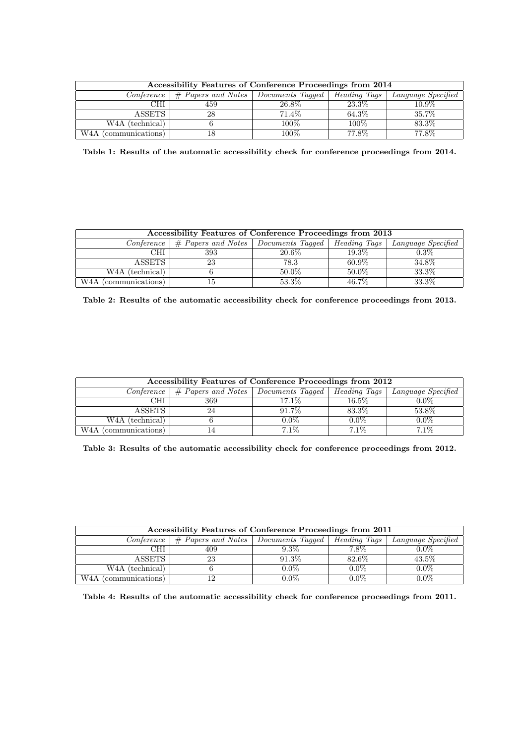| Accessibility Features of Conference Proceedings from 2014 | | | | |
|---|---|---|---|---|
| *Conference* | *# Papers and Notes* | *Documents Tagged* | *Heading Tags* | *Language Specified* |
| CHI | 459 | 26.8% | 23.3% | 10.9% |
| ASSETS | 28 | 71.4% | 64.3% | 35.7% |
| W4A (technical) | 6 | 100% | 100% | 83.3% |
| W4A (communications) | 18 | 100% | 77.8% | 77.8% |

**Table 1: Results of the automatic accessibility check for conference proceedings from 2014.**

| Accessibility Features of Conference Proceedings from 2013 | | | | |
|---|---|---|---|---|
| *Conference* | *# Papers and Notes* | *Documents Tagged* | *Heading Tags* | *Language Specified* |
| CHI | 393 | 20.6% | 19.3% | 0.3% |
| ASSETS | 23 | 78.3 | 60.9% | 34.8% |
| W4A (technical) | 6 | 50.0% | 50.0% | 33.3% |
| W4A (communications) | 15 | 53.3% | 46.7% | 33.3% |

**Table 2: Results of the automatic accessibility check for conference proceedings from 2013.**

| Accessibility Features of Conference Proceedings from 2012 | | | | |
|---|---|---|---|---|
| *Conference* | *# Papers and Notes* | *Documents Tagged* | *Heading Tags* | *Language Specified* |
| CHI | 369 | 17.1% | 16.5% | 0.0% |
| ASSETS | 24 | 91.7% | 83.3% | 53.8% |
| W4A (technical) | 6 | 0.0% | 0.0% | 0.0% |
| W4A (communications) | 14 | 7.1% | 7.1% | 7.1% |

**Table 3: Results of the automatic accessibility check for conference proceedings from 2012.**

| Accessibility Features of Conference Proceedings from 2011 | | | | |
|---|---|---|---|---|
| *Conference* | *# Papers and Notes* | *Documents Tagged* | *Heading Tags* | *Language Specified* |
| CHI | 409 | 9.3% | 7.8% | 0.0% |
| ASSETS | 23 | 91.3% | 82.6% | 43.5% |
| W4A (technical) | 6 | 0.0% | 0.0% | 0.0% |
| W4A (communications) | 12 | 0.0% | 0.0% | 0.0% |

**Table 4: Results of the automatic accessibility check for conference proceedings from 2011.**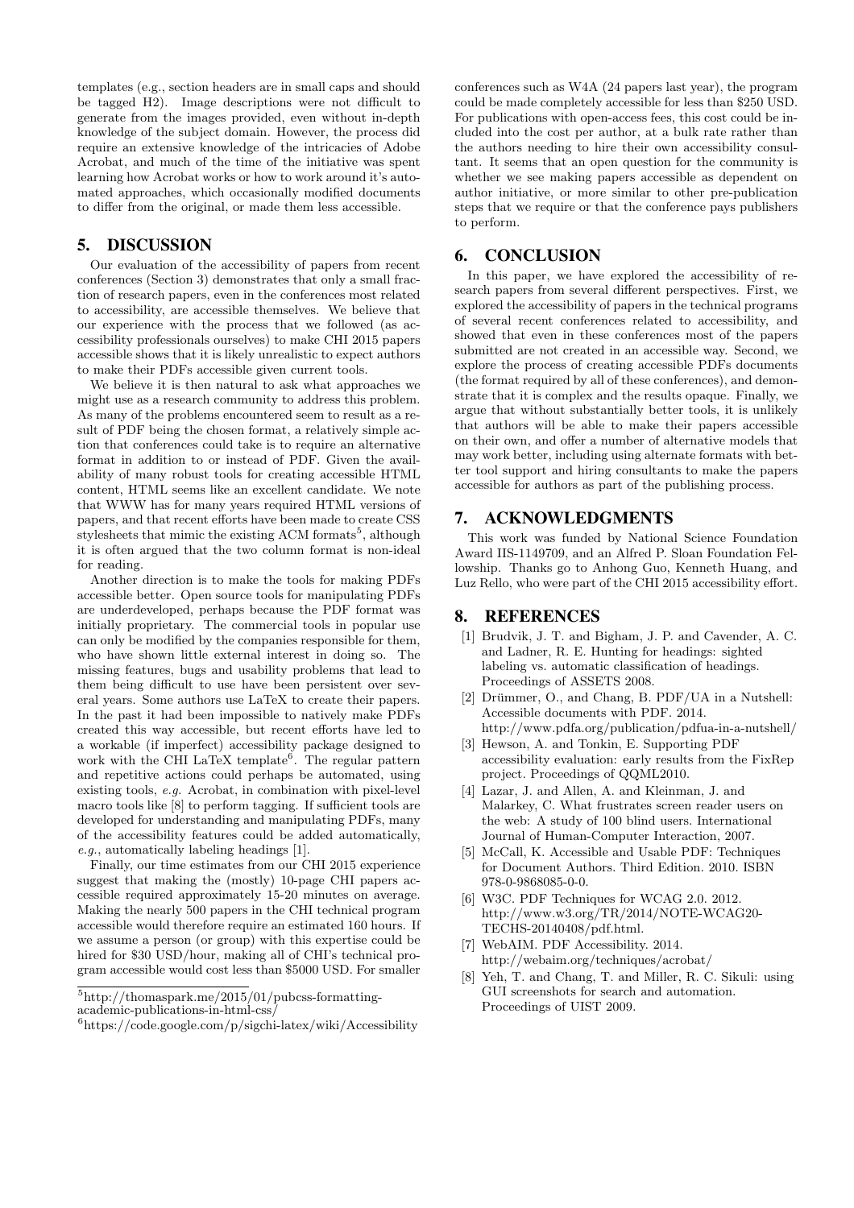templates (e.g., section headers are in small caps and should be tagged H2). Image descriptions were not difficult to generate from the images provided, even without in-depth knowledge of the subject domain. However, the process did require an extensive knowledge of the intricacies of Adobe Acrobat, and much of the time of the initiative was spent learning how Acrobat works or how to work around it's automated approaches, which occasionally modified documents to differ from the original, or made them less accessible.

## 5. DISCUSSION

Our evaluation of the accessibility of papers from recent conferences (Section 3) demonstrates that only a small fraction of research papers, even in the conferences most related to accessibility, are accessible themselves. We believe that our experience with the process that we followed (as accessibility professionals ourselves) to make CHI 2015 papers accessible shows that it is likely unrealistic to expect authors to make their PDFs accessible given current tools.

We believe it is then natural to ask what approaches we might use as a research community to address this problem. As many of the problems encountered seem to result as a result of PDF being the chosen format, a relatively simple action that conferences could take is to require an alternative format in addition to or instead of PDF. Given the availability of many robust tools for creating accessible HTML content, HTML seems like an excellent candidate. We note that WWW has for many years required HTML versions of papers, and that recent efforts have been made to create CSS stylesheets that mimic the existing ACM formats[5], although it is often argued that the two column format is non-ideal for reading.

Another direction is to make the tools for making PDFs accessible better. Open source tools for manipulating PDFs are underdeveloped, perhaps because the PDF format was initially proprietary. The commercial tools in popular use can only be modified by the companies responsible for them, who have shown little external interest in doing so. The missing features, bugs and usability problems that lead to them being difficult to use have been persistent over several years. Some authors use LaTeX to create their papers. In the past it had been impossible to natively make PDFs created this way accessible, but recent efforts have led to a workable (if imperfect) accessibility package designed to work with the CHI LaTeX template[6]. The regular pattern and repetitive actions could perhaps be automated, using existing tools, *e.g.* Acrobat, in combination with pixel-level macro tools like [8] to perform tagging. If sufficient tools are developed for understanding and manipulating PDFs, many of the accessibility features could be added automatically, *e.g.*, automatically labeling headings [1].

Finally, our time estimates from our CHI 2015 experience suggest that making the (mostly) 10-page CHI papers accessible required approximately 15-20 minutes on average. Making the nearly 500 papers in the CHI technical program accessible would therefore require an estimated 160 hours. If we assume a person (or group) with this expertise could be hired for $30 USD/hour, making all of CHI's technical program accessible would cost less than $5000 USD. For smaller conferences such as W4A (24 papers last year), the program could be made completely accessible for less than $250 USD. For publications with open-access fees, this cost could be included into the cost per author, at a bulk rate rather than the authors needing to hire their own accessibility consultant. It seems that an open question for the community is whether we see making papers accessible as dependent on author initiative, or more similar to other pre-publication steps that we require or that the conference pays publishers to perform.

[5] http://thomaspark.me/2015/01/pubcss-formatting-academic-publications-in-html-css/

[6] https://code.google.com/p/sigchi-latex/wiki/Accessibility

## 6. CONCLUSION

In this paper, we have explored the accessibility of research papers from several different perspectives. First, we explored the accessibility of papers in the technical programs of several recent conferences related to accessibility, and showed that even in these conferences most of the papers submitted are not created in an accessible way. Second, we explore the process of creating accessible PDFs documents (the format required by all of these conferences), and demonstrate that it is complex and the results opaque. Finally, we argue that without substantially better tools, it is unlikely that authors will be able to make their papers accessible on their own, and offer a number of alternative models that may work better, including using alternate formats with better tool support and hiring consultants to make the papers accessible for authors as part of the publishing process.

## 7. ACKNOWLEDGMENTS

This work was funded by National Science Foundation Award IIS-1149709, and an Alfred P. Sloan Foundation Fellowship. Thanks go to Anhong Guo, Kenneth Huang, and Luz Rello, who were part of the CHI 2015 accessibility effort.

## 8. REFERENCES

[1] Brudvik, J. T. and Bigham, J. P. and Cavender, A. C. and Ladner, R. E. Hunting for headings: sighted labeling vs. automatic classification of headings. Proceedings of ASSETS 2008.

[2] Drümmer, O., and Chang, B. PDF/UA in a Nutshell: Accessible documents with PDF. 2014. http://www.pdfa.org/publication/pdfua-in-a-nutshell/

[3] Hewson, A. and Tonkin, E. Supporting PDF accessibility evaluation: early results from the FixRep project. Proceedings of QQML2010.

[4] Lazar, J. and Allen, A. and Kleinman, J. and Malarkey, C. What frustrates screen reader users on the web: A study of 100 blind users. International Journal of Human-Computer Interaction, 2007.

[5] McCall, K. Accessible and Usable PDF: Techniques for Document Authors. Third Edition. 2010. ISBN 978-0-9868085-0-0.

[6] W3C. PDF Techniques for WCAG 2.0. 2012. http://www.w3.org/TR/2014/NOTE-WCAG20-TECHS-20140408/pdf.html.

[7] WebAIM. PDF Accessibility. 2014. http://webaim.org/techniques/acrobat/

[8] Yeh, T. and Chang, T. and Miller, R. C. Sikuli: using GUI screenshots for search and automation. Proceedings of UIST 2009.